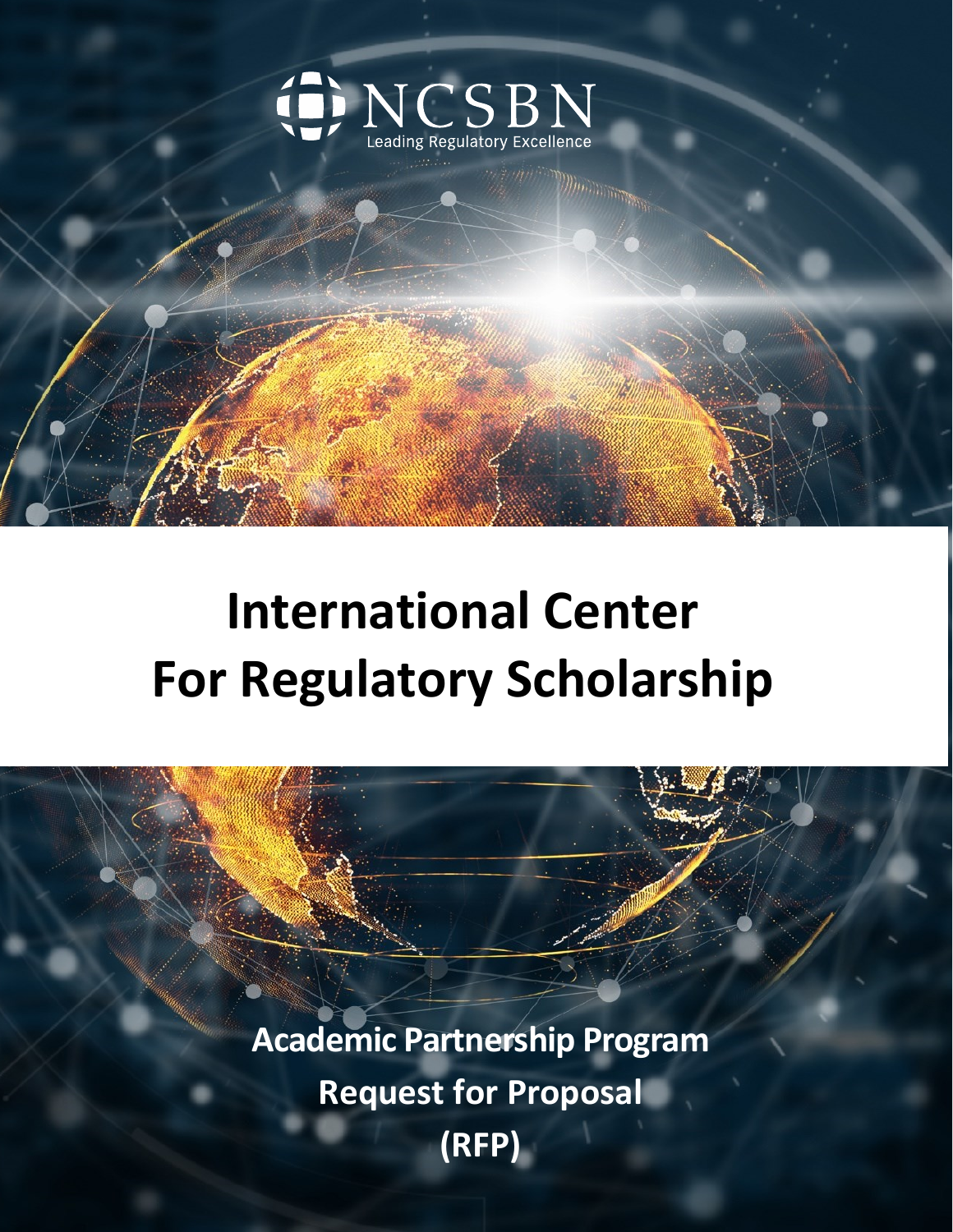NCSBN

Leading Regulatory Excellence

# International Center For Regulatory Scholarship

**Academic Partnership Program**

**Request for Proposal**

**(RFP)**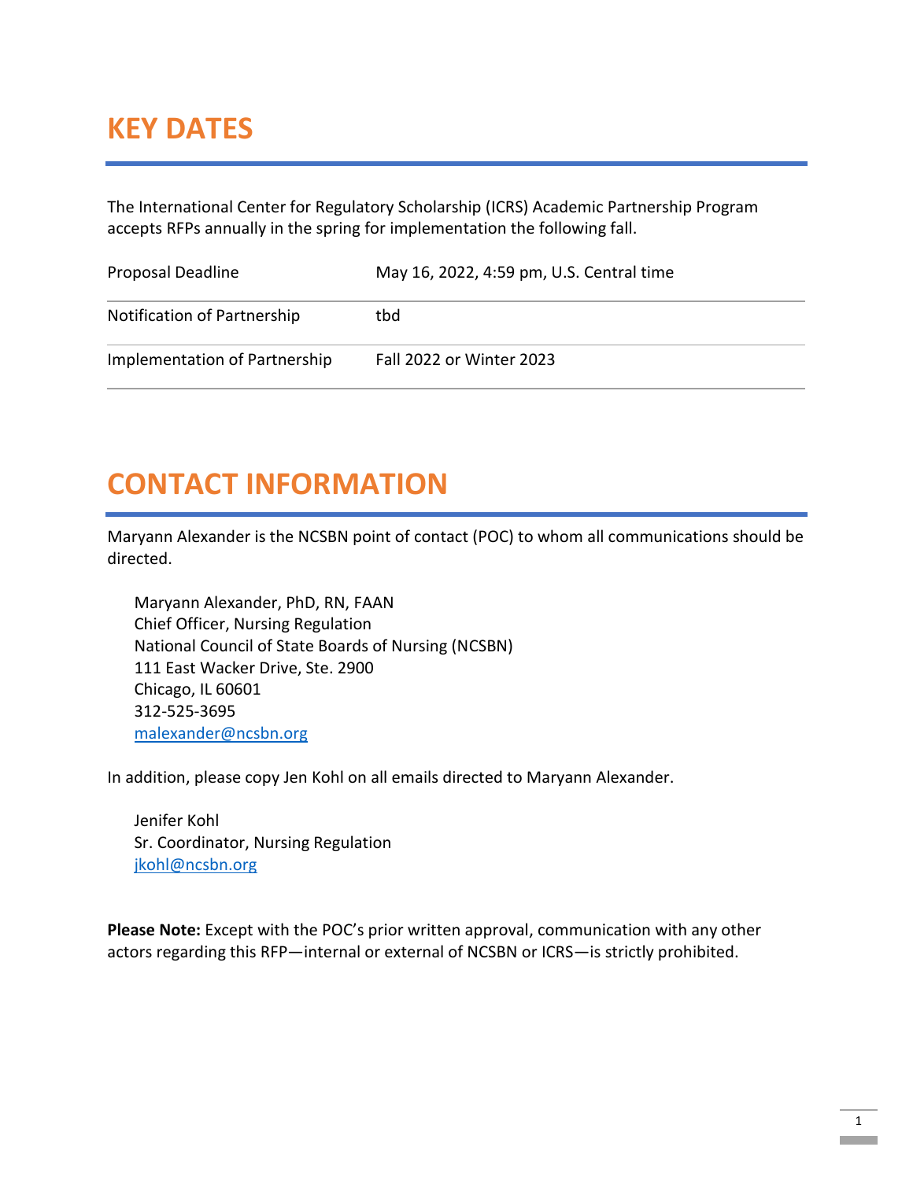# KEY DATES

The International Center for Regulatory Scholarship (ICRS) Academic Partnership Program accepts RFPs annually in the spring for implementation the following fall.

| | |
|---|---|
| Proposal Deadline | May 16, 2022, 4:59 pm, U.S. Central time |
| Notification of Partnership | tbd |
| Implementation of Partnership | Fall 2022 or Winter 2023 |

# CONTACT INFORMATION

Maryann Alexander is the NCSBN point of contact (POC) to whom all communications should be directed.

> Maryann Alexander, PhD, RN, FAAN
> Chief Officer, Nursing Regulation
> National Council of State Boards of Nursing (NCSBN)
> 111 East Wacker Drive, Ste. 2900
> Chicago, IL 60601
> 312-525-3695
> malexander@ncsbn.org

In addition, please copy Jen Kohl on all emails directed to Maryann Alexander.

> Jenifer Kohl
> Sr. Coordinator, Nursing Regulation
> jkohl@ncsbn.org

**Please Note:** Except with the POC's prior written approval, communication with any other actors regarding this RFP—internal or external of NCSBN or ICRS—is strictly prohibited.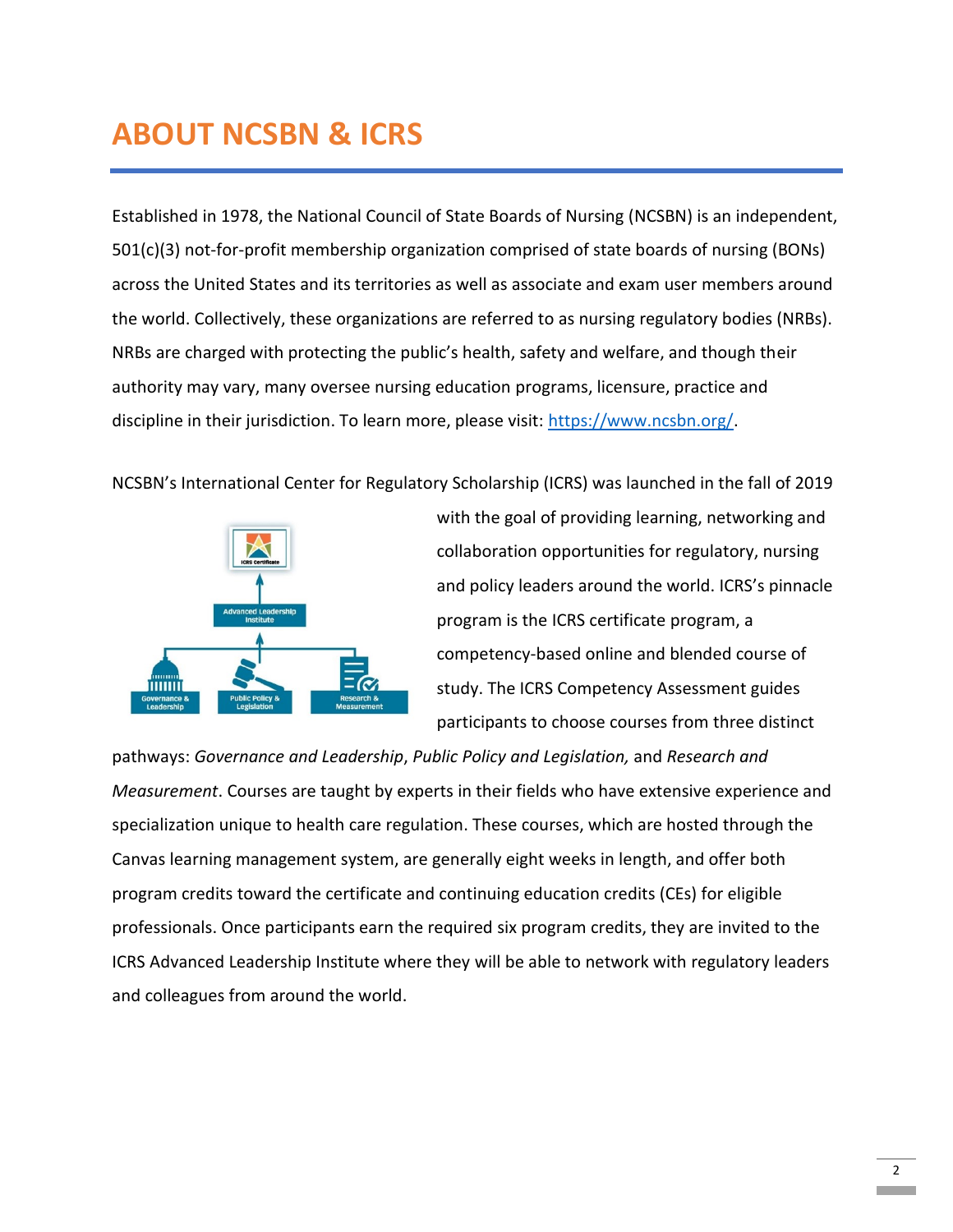# ABOUT NCSBN & ICRS

Established in 1978, the National Council of State Boards of Nursing (NCSBN) is an independent, 501(c)(3) not-for-profit membership organization comprised of state boards of nursing (BONs) across the United States and its territories as well as associate and exam user members around the world. Collectively, these organizations are referred to as nursing regulatory bodies (NRBs). NRBs are charged with protecting the public's health, safety and welfare, and though their authority may vary, many oversee nursing education programs, licensure, practice and discipline in their jurisdiction. To learn more, please visit: [https://www.ncsbn.org/](https://www.ncsbn.org/).

NCSBN's International Center for Regulatory Scholarship (ICRS) was launched in the fall of 2019 with the goal of providing learning, networking and collaboration opportunities for regulatory, nursing and policy leaders around the world. ICRS's pinnacle program is the ICRS certificate program, a competency-based online and blended course of study. The ICRS Competency Assessment guides participants to choose courses from three distinct pathways: *Governance and Leadership*, *Public Policy and Legislation,* and *Research and Measurement*. Courses are taught by experts in their fields who have extensive experience and specialization unique to health care regulation. These courses, which are hosted through the Canvas learning management system, are generally eight weeks in length, and offer both program credits toward the certificate and continuing education credits (CEs) for eligible professionals. Once participants earn the required six program credits, they are invited to the ICRS Advanced Leadership Institute where they will be able to network with regulatory leaders and colleagues from around the world.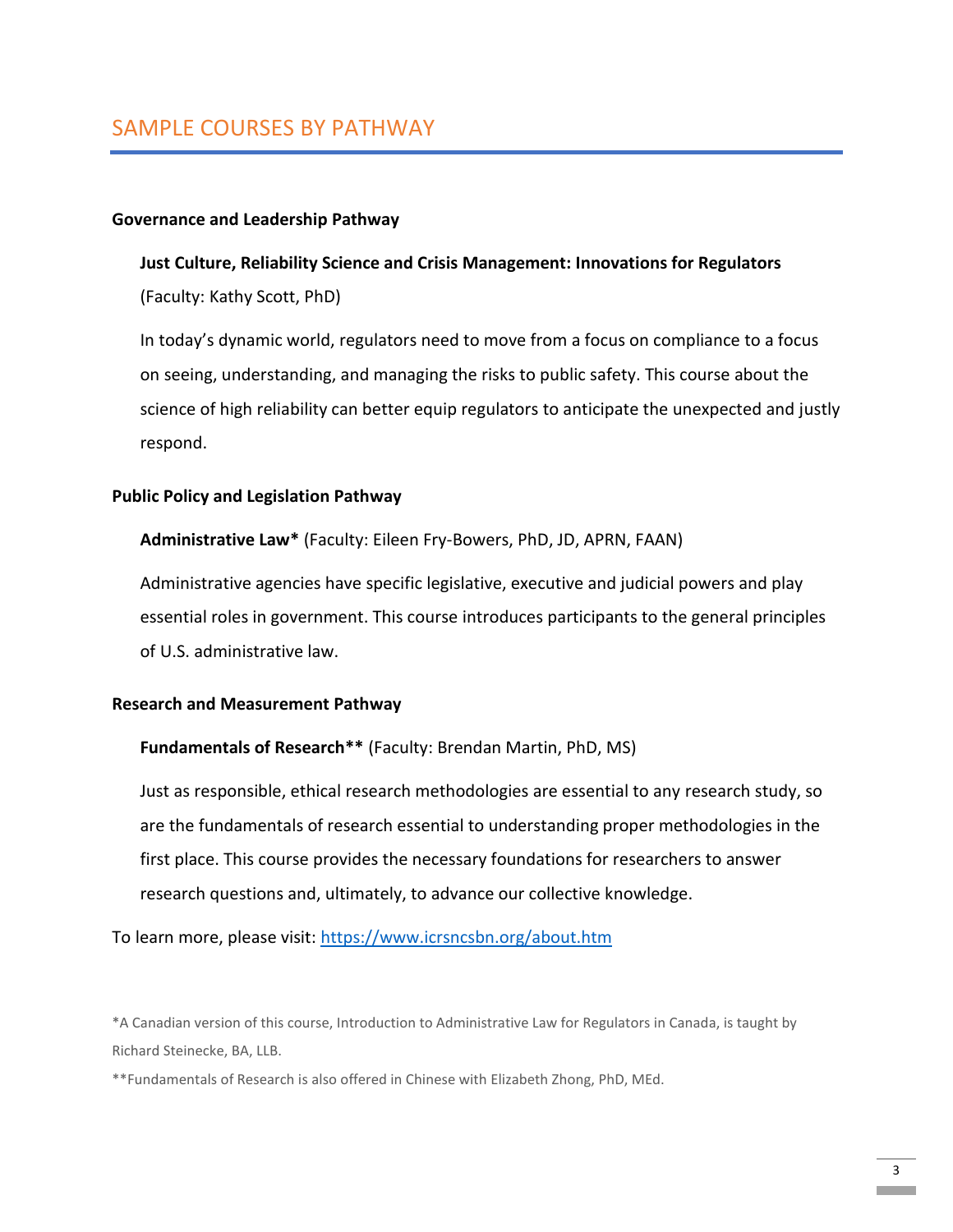## SAMPLE COURSES BY PATHWAY

### Governance and Leadership Pathway

**Just Culture, Reliability Science and Crisis Management: Innovations for Regulators**
(Faculty: Kathy Scott, PhD)

In today's dynamic world, regulators need to move from a focus on compliance to a focus on seeing, understanding, and managing the risks to public safety. This course about the science of high reliability can better equip regulators to anticipate the unexpected and justly respond.

### Public Policy and Legislation Pathway

**Administrative Law*** (Faculty: Eileen Fry-Bowers, PhD, JD, APRN, FAAN)

Administrative agencies have specific legislative, executive and judicial powers and play essential roles in government. This course introduces participants to the general principles of U.S. administrative law.

### Research and Measurement Pathway

**Fundamentals of Research**** (Faculty: Brendan Martin, PhD, MS)

Just as responsible, ethical research methodologies are essential to any research study, so are the fundamentals of research essential to understanding proper methodologies in the first place. This course provides the necessary foundations for researchers to answer research questions and, ultimately, to advance our collective knowledge.

To learn more, please visit: [https://www.icrsncsbn.org/about.htm](https://www.icrsncsbn.org/about.htm)

*A Canadian version of this course, Introduction to Administrative Law for Regulators in Canada, is taught by Richard Steinecke, BA, LLB.

**Fundamentals of Research is also offered in Chinese with Elizabeth Zhong, PhD, MEd.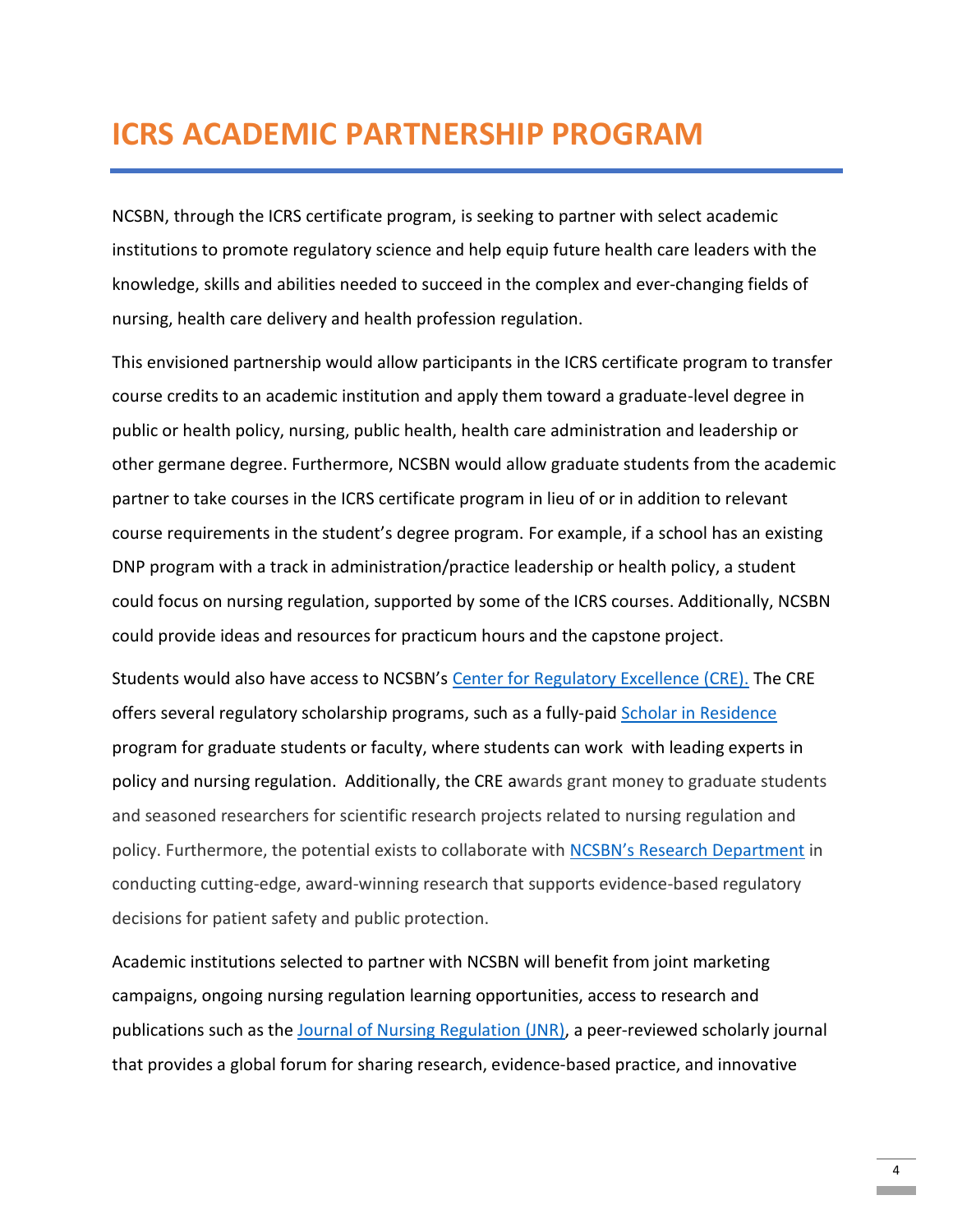# ICRS ACADEMIC PARTNERSHIP PROGRAM

NCSBN, through the ICRS certificate program, is seeking to partner with select academic institutions to promote regulatory science and help equip future health care leaders with the knowledge, skills and abilities needed to succeed in the complex and ever-changing fields of nursing, health care delivery and health profession regulation.

This envisioned partnership would allow participants in the ICRS certificate program to transfer course credits to an academic institution and apply them toward a graduate-level degree in public or health policy, nursing, public health, health care administration and leadership or other germane degree. Furthermore, NCSBN would allow graduate students from the academic partner to take courses in the ICRS certificate program in lieu of or in addition to relevant course requirements in the student's degree program. For example, if a school has an existing DNP program with a track in administration/practice leadership or health policy, a student could focus on nursing regulation, supported by some of the ICRS courses. Additionally, NCSBN could provide ideas and resources for practicum hours and the capstone project.

Students would also have access to NCSBN's Center for Regulatory Excellence (CRE). The CRE offers several regulatory scholarship programs, such as a fully-paid Scholar in Residence program for graduate students or faculty, where students can work with leading experts in policy and nursing regulation. Additionally, the CRE awards grant money to graduate students and seasoned researchers for scientific research projects related to nursing regulation and policy. Furthermore, the potential exists to collaborate with NCSBN's Research Department in conducting cutting-edge, award-winning research that supports evidence-based regulatory decisions for patient safety and public protection.

Academic institutions selected to partner with NCSBN will benefit from joint marketing campaigns, ongoing nursing regulation learning opportunities, access to research and publications such as the Journal of Nursing Regulation (JNR), a peer-reviewed scholarly journal that provides a global forum for sharing research, evidence-based practice, and innovative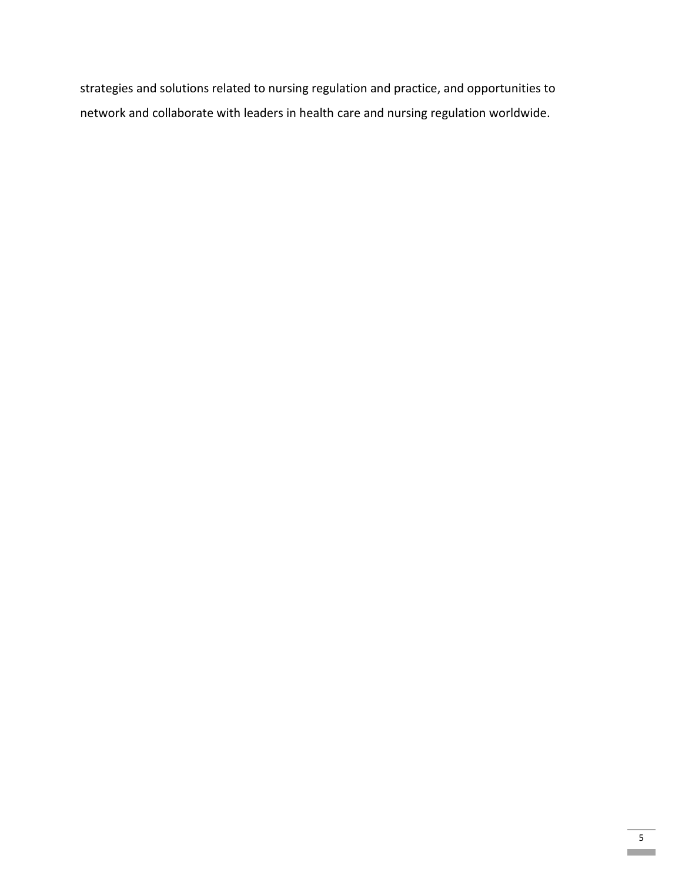strategies and solutions related to nursing regulation and practice, and opportunities to network and collaborate with leaders in health care and nursing regulation worldwide.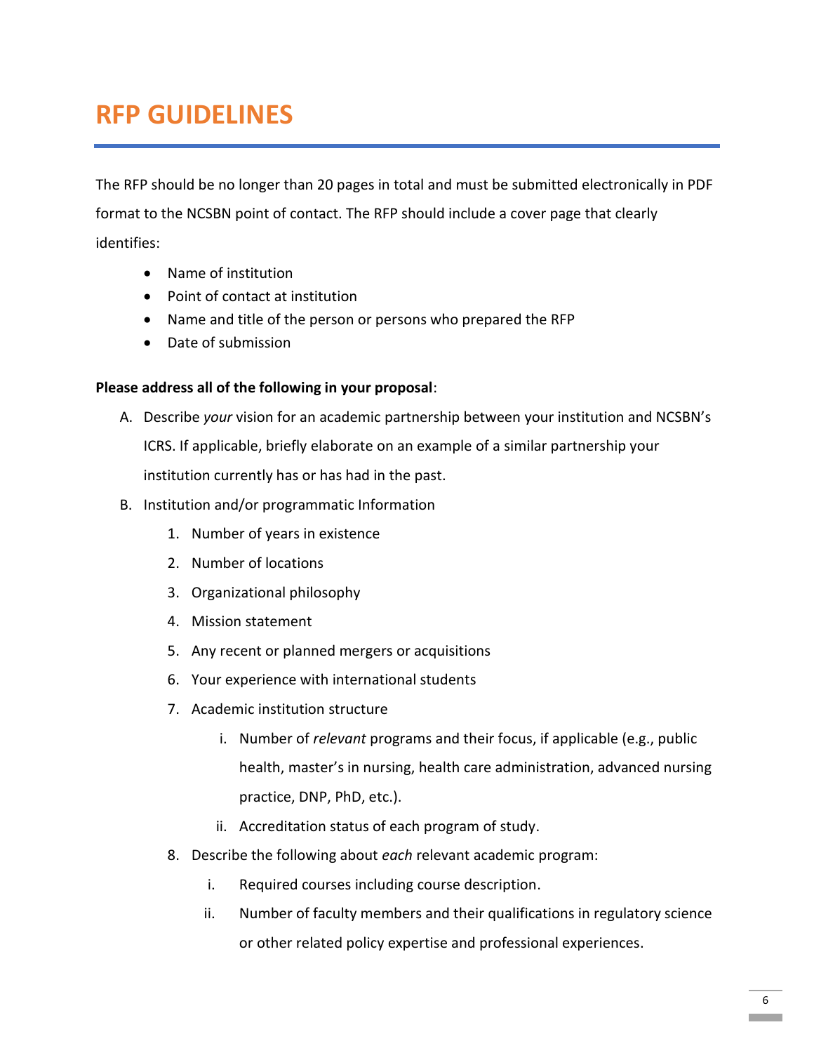# RFP GUIDELINES

The RFP should be no longer than 20 pages in total and must be submitted electronically in PDF format to the NCSBN point of contact. The RFP should include a cover page that clearly identifies:

- Name of institution
- Point of contact at institution
- Name and title of the person or persons who prepared the RFP
- Date of submission

**Please address all of the following in your proposal**:

A. Describe *your* vision for an academic partnership between your institution and NCSBN's ICRS. If applicable, briefly elaborate on an example of a similar partnership your institution currently has or has had in the past.

B. Institution and/or programmatic Information

   1. Number of years in existence
   2. Number of locations
   3. Organizational philosophy
   4. Mission statement
   5. Any recent or planned mergers or acquisitions
   6. Your experience with international students
   7. Academic institution structure
      i. Number of *relevant* programs and their focus, if applicable (e.g., public health, master's in nursing, health care administration, advanced nursing practice, DNP, PhD, etc.).
      ii. Accreditation status of each program of study.
   8. Describe the following about *each* relevant academic program:
      i. Required courses including course description.
      ii. Number of faculty members and their qualifications in regulatory science or other related policy expertise and professional experiences.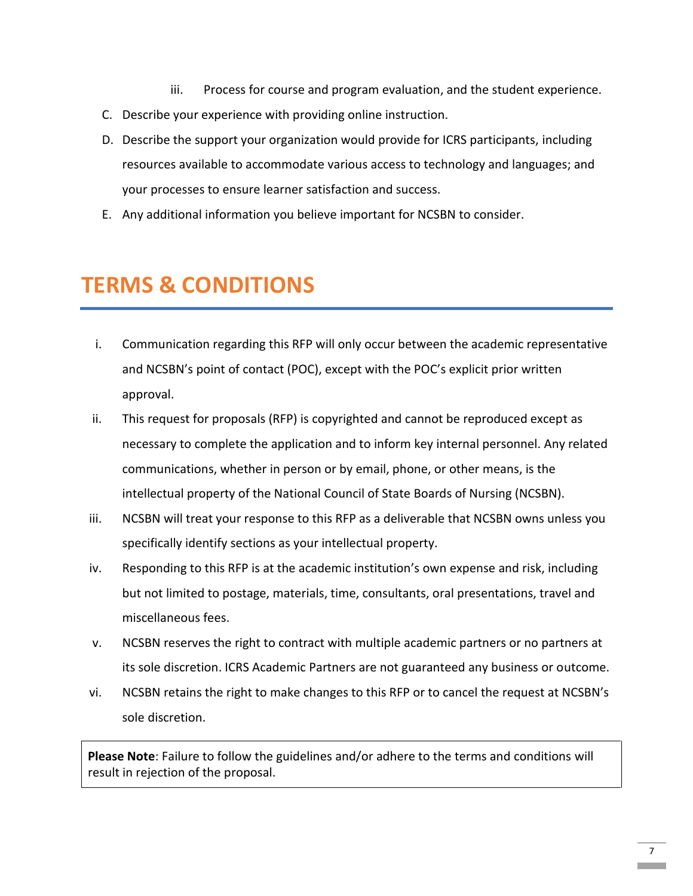iii. Process for course and program evaluation, and the student experience.

C. Describe your experience with providing online instruction.

D. Describe the support your organization would provide for ICRS participants, including resources available to accommodate various access to technology and languages; and your processes to ensure learner satisfaction and success.

E. Any additional information you believe important for NCSBN to consider.

# TERMS & CONDITIONS

i. Communication regarding this RFP will only occur between the academic representative and NCSBN's point of contact (POC), except with the POC's explicit prior written approval.

ii. This request for proposals (RFP) is copyrighted and cannot be reproduced except as necessary to complete the application and to inform key internal personnel. Any related communications, whether in person or by email, phone, or other means, is the intellectual property of the National Council of State Boards of Nursing (NCSBN).

iii. NCSBN will treat your response to this RFP as a deliverable that NCSBN owns unless you specifically identify sections as your intellectual property.

iv. Responding to this RFP is at the academic institution's own expense and risk, including but not limited to postage, materials, time, consultants, oral presentations, travel and miscellaneous fees.

v. NCSBN reserves the right to contract with multiple academic partners or no partners at its sole discretion. ICRS Academic Partners are not guaranteed any business or outcome.

vi. NCSBN retains the right to make changes to this RFP or to cancel the request at NCSBN's sole discretion.

**Please Note**: Failure to follow the guidelines and/or adhere to the terms and conditions will result in rejection of the proposal.